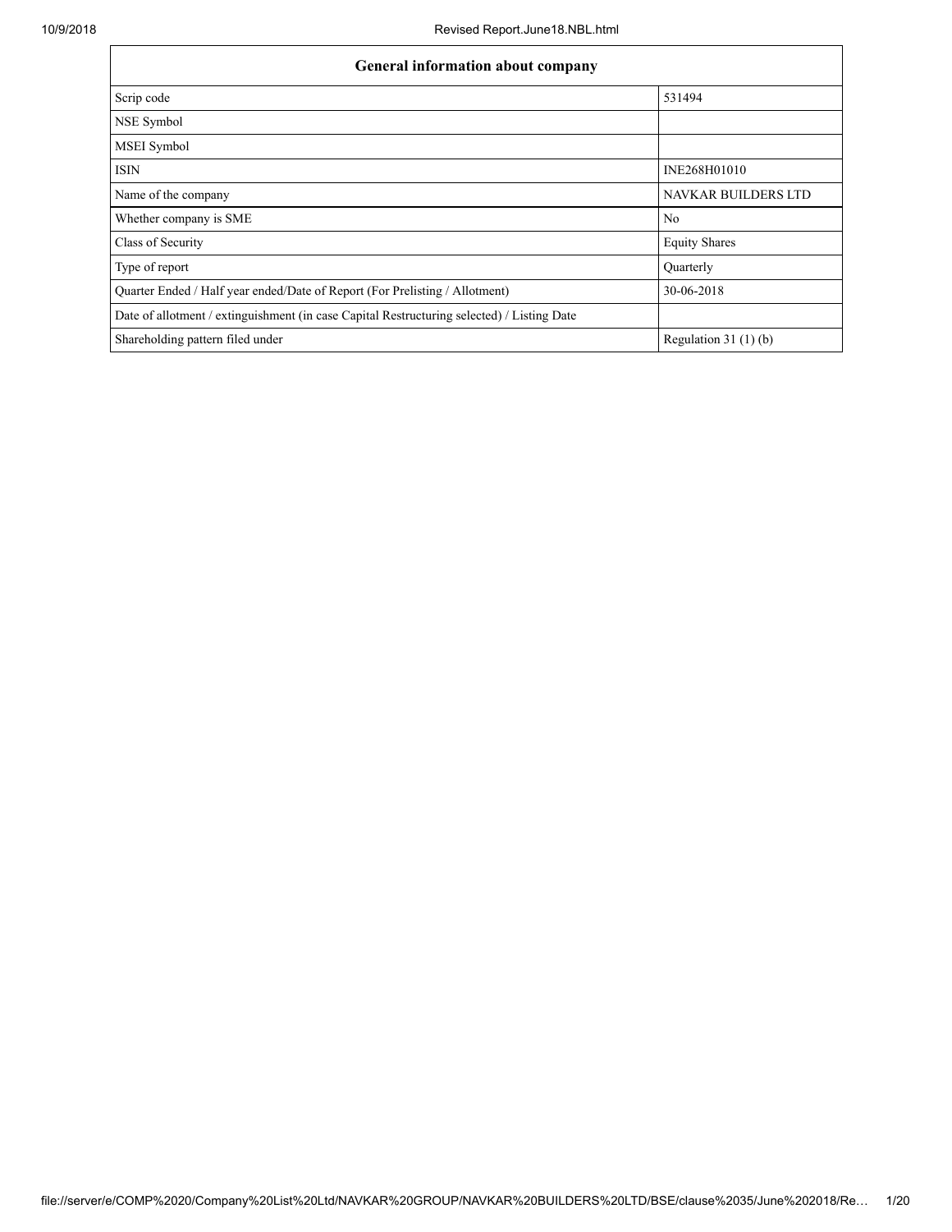| General information about company | |
|---|---|
| Scrip code | 531494 |
| NSE Symbol | |
| MSEI Symbol | |
| ISIN | INE268H01010 |
| Name of the company | NAVKAR BUILDERS LTD |
| Whether company is SME | No |
| Class of Security | Equity Shares |
| Type of report | Quarterly |
| Quarter Ended / Half year ended/Date of Report (For Prelisting / Allotment) | 30-06-2018 |
| Date of allotment / extinguishment (in case Capital Restructuring selected) / Listing Date | |
| Shareholding pattern filed under | Regulation 31 (1) (b) |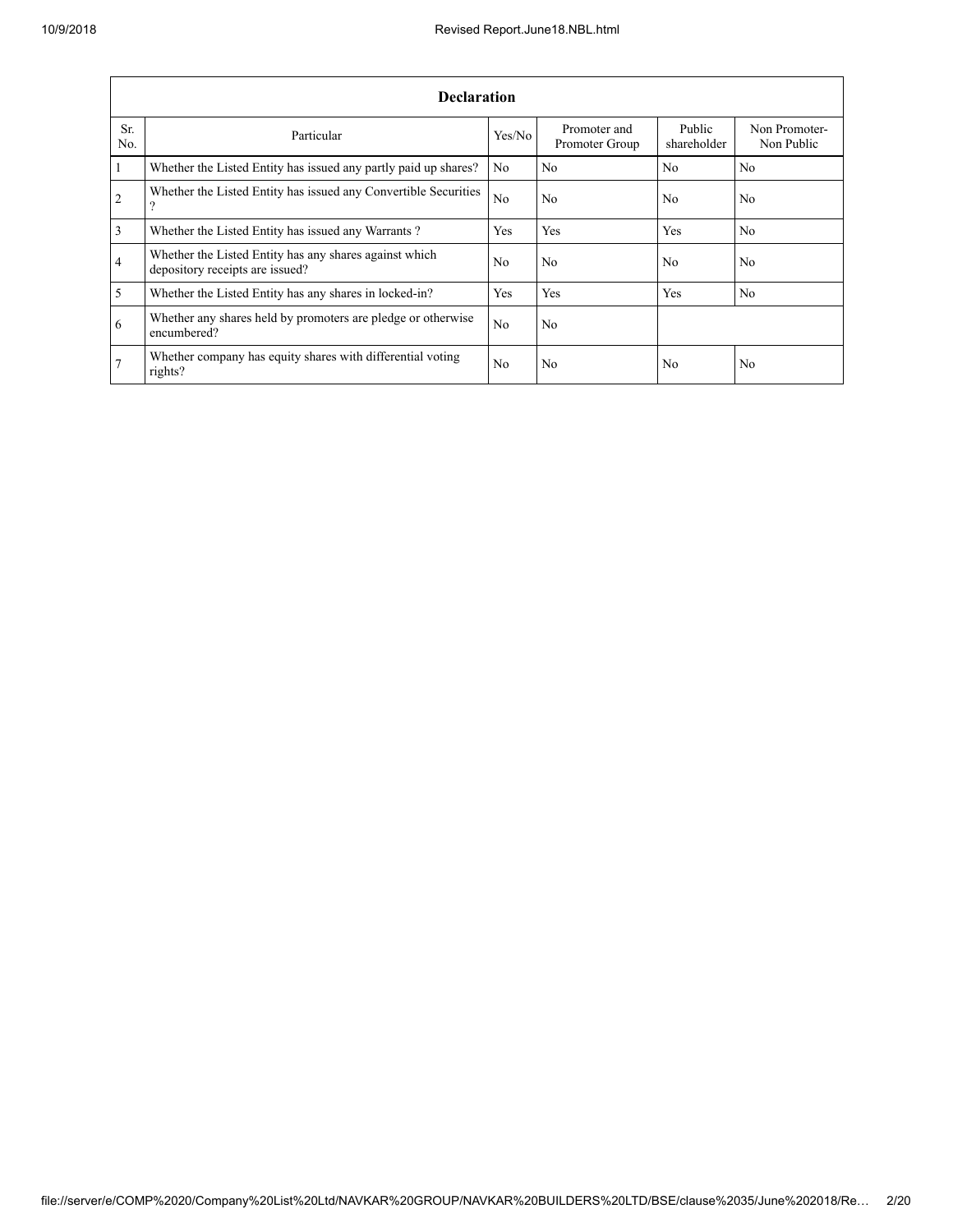| Declaration | | | | | |
|---|---|---|---|---|---|
| Sr. No. | Particular | Yes/No | Promoter and Promoter Group | Public shareholder | Non Promoter-Non Public |
| 1 | Whether the Listed Entity has issued any partly paid up shares? | No | No | No | No |
| 2 | Whether the Listed Entity has issued any Convertible Securities ? | No | No | No | No |
| 3 | Whether the Listed Entity has issued any Warrants ? | Yes | Yes | Yes | No |
| 4 | Whether the Listed Entity has any shares against which depository receipts are issued? | No | No | No | No |
| 5 | Whether the Listed Entity has any shares in locked-in? | Yes | Yes | Yes | No |
| 6 | Whether any shares held by promoters are pledge or otherwise encumbered? | No | No | | |
| 7 | Whether company has equity shares with differential voting rights? | No | No | No | No |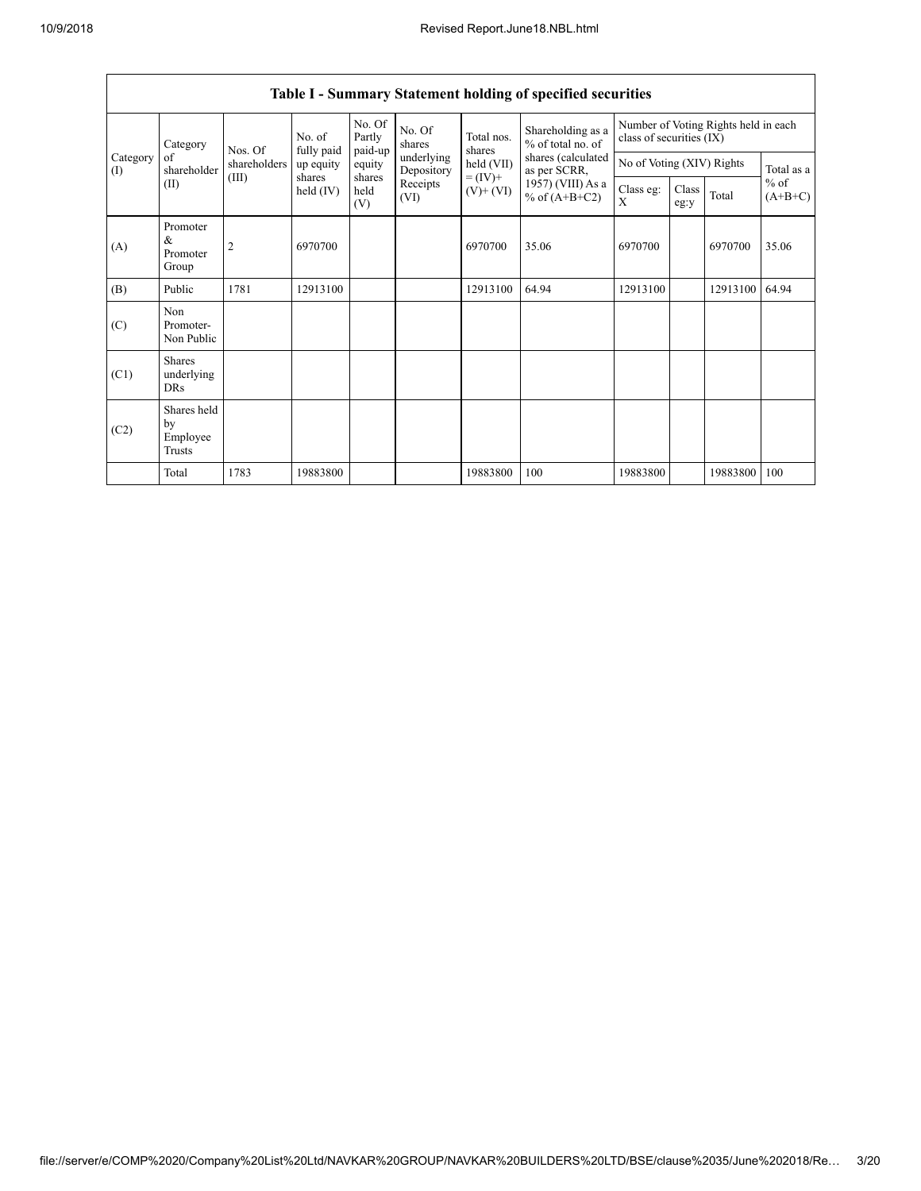**Table I - Summary Statement holding of specified securities**

| Category (I) | Category of shareholder (II) | Nos. Of shareholders (III) | No. of fully paid up equity shares held (IV) | No. Of Partly paid-up equity shares held (V) | No. Of shares underlying Depository Receipts (VI) | Total nos. shares held (VII) = (IV)+ (V)+ (VI) | Shareholding as a % of total no. of shares (calculated as per SCRR, 1957) (VIII) As a % of (A+B+C2) | Number of Voting Rights held in each class of securities (IX) | | | |
|---|---|---|---|---|---|---|---|---|---|---|---|
| | | | | | | | | No of Voting (XIV) Rights | | | Total as a % of (A+B+C) |
| | | | | | | | | Class eg: X | Class eg:y | Total | |
| (A) | Promoter & Promoter Group | 2 | 6970700 | | | 6970700 | 35.06 | 6970700 | | 6970700 | 35.06 |
| (B) | Public | 1781 | 12913100 | | | 12913100 | 64.94 | 12913100 | | 12913100 | 64.94 |
| (C) | Non Promoter- Non Public | | | | | | | | | | |
| (C1) | Shares underlying DRs | | | | | | | | | | |
| (C2) | Shares held by Employee Trusts | | | | | | | | | | |
| | Total | 1783 | 19883800 | | | 19883800 | 100 | 19883800 | | 19883800 | 100 |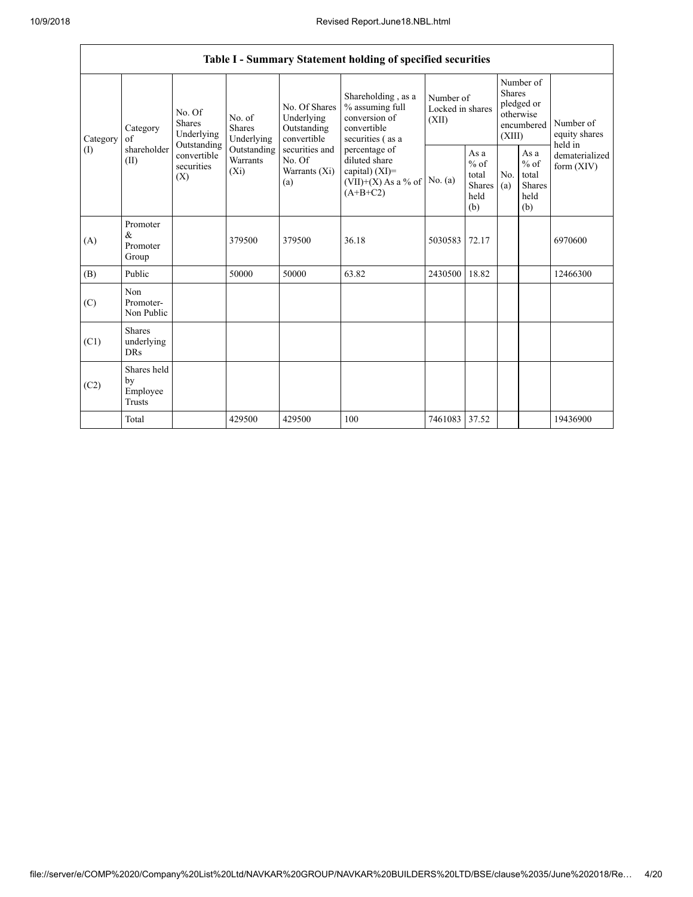## Table I - Summary Statement holding of specified securities

| Category (I) | Category of shareholder (II) | No. Of Shares Underlying Outstanding convertible securities (X) | No. of Shares Underlying Outstanding Warrants (Xi) | No. Of Shares Underlying Outstanding convertible securities and No. Of Warrants (Xi) (a) | Shareholding , as a % assuming full conversion of convertible securities ( as a percentage of diluted share capital) (XI)= (VII)+(X) As a % of (A+B+C2) | Number of Locked in shares (XII) | | Number of Shares pledged or otherwise encumbered (XIII) | | Number of equity shares held in dematerialized form (XIV) |
|---|---|---|---|---|---|---|---|---|---|---|
| | | | | | | No. (a) | As a % of total Shares held (b) | No. (a) | As a % of total Shares held (b) | |
| (A) | Promoter & Promoter Group | | 379500 | 379500 | 36.18 | 5030583 | 72.17 | | | 6970600 |
| (B) | Public | | 50000 | 50000 | 63.82 | 2430500 | 18.82 | | | 12466300 |
| (C) | Non Promoter- Non Public | | | | | | | | | |
| (C1) | Shares underlying DRs | | | | | | | | | |
| (C2) | Shares held by Employee Trusts | | | | | | | | | |
| | Total | | 429500 | 429500 | 100 | 7461083 | 37.52 | | | 19436900 |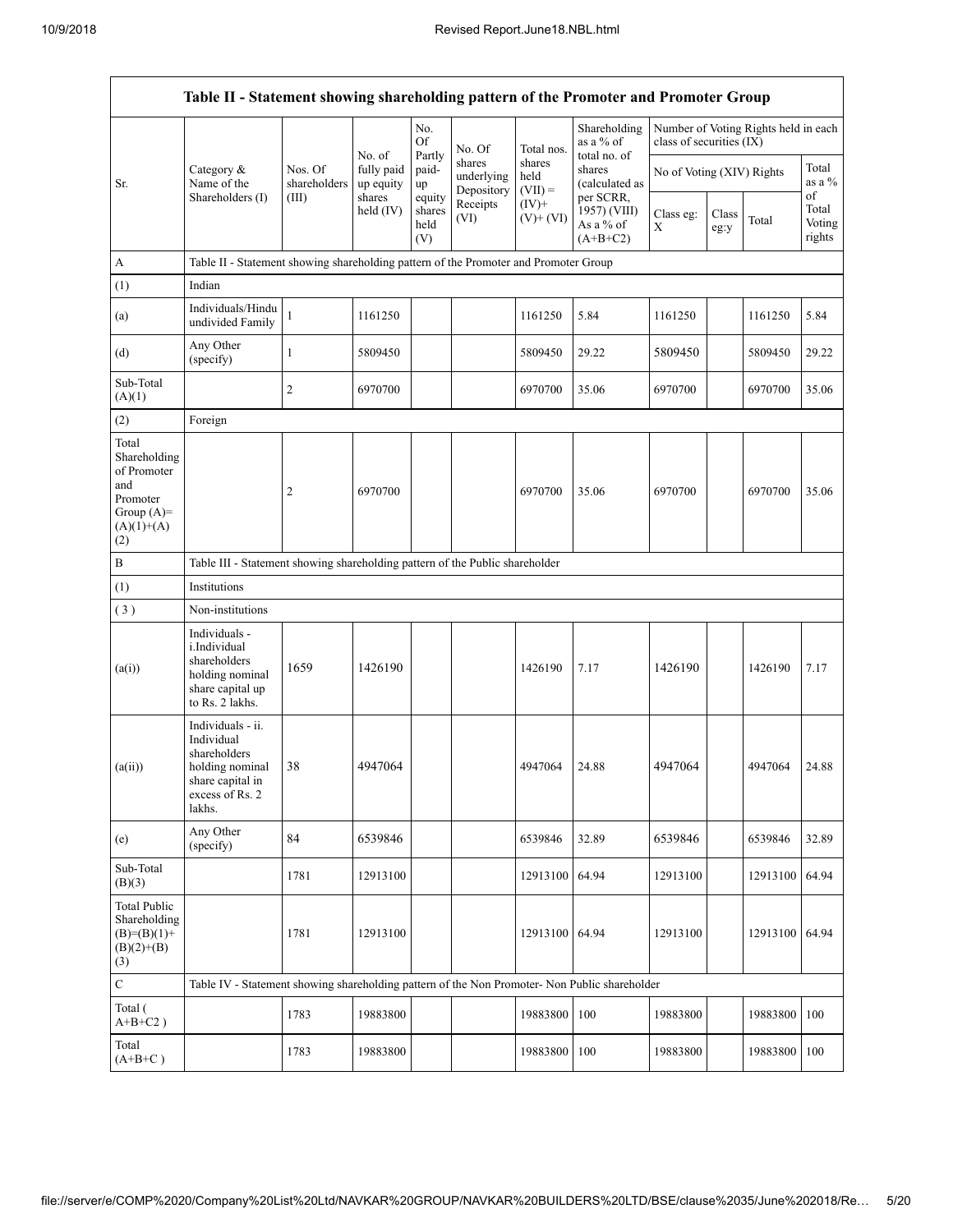| Table II - Statement showing shareholding pattern of the Promoter and Promoter Group | | | | | | | | | | | |
|---|---|---|---|---|---|---|---|---|---|---|---|
| Sr. | Category & Name of the Shareholders (I) | Nos. Of shareholders (III) | No. of fully paid up equity shares held (IV) | No. Of Partly paid-up equity shares held (V) | No. Of shares underlying Depository Receipts (VI) | Total nos. shares held (VII) = (IV)+ (V)+ (VI) | Shareholding as a % of total no. of shares (calculated as per SCRR, 1957) (VIII) As a % of (A+B+C2) | Number of Voting Rights held in each class of securities (IX) | | | |
| | | | | | | | | No of Voting (XIV) Rights | | | Total as a % of Total Voting rights |
| | | | | | | | | Class eg: X | Class eg:y | Total | |
| A | Table II - Statement showing shareholding pattern of the Promoter and Promoter Group | | | | | | | | | | |
| (1) | Indian | | | | | | | | | | |
| (a) | Individuals/Hindu undivided Family | 1 | 1161250 | | | 1161250 | 5.84 | 1161250 | | 1161250 | 5.84 |
| (d) | Any Other (specify) | 1 | 5809450 | | | 5809450 | 29.22 | 5809450 | | 5809450 | 29.22 |
| Sub-Total (A)(1) | | 2 | 6970700 | | | 6970700 | 35.06 | 6970700 | | 6970700 | 35.06 |
| (2) | Foreign | | | | | | | | | | |
| Total Shareholding of Promoter and Promoter Group (A)=(A)(1)+(A)(2) | | 2 | 6970700 | | | 6970700 | 35.06 | 6970700 | | 6970700 | 35.06 |
| B | Table III - Statement showing shareholding pattern of the Public shareholder | | | | | | | | | | |
| (1) | Institutions | | | | | | | | | | |
| (3) | Non-institutions | | | | | | | | | | |
| (a(i)) | Individuals - i.Individual shareholders holding nominal share capital up to Rs. 2 lakhs. | 1659 | 1426190 | | | 1426190 | 7.17 | 1426190 | | 1426190 | 7.17 |
| (a(ii)) | Individuals - ii. Individual shareholders holding nominal share capital in excess of Rs. 2 lakhs. | 38 | 4947064 | | | 4947064 | 24.88 | 4947064 | | 4947064 | 24.88 |
| (e) | Any Other (specify) | 84 | 6539846 | | | 6539846 | 32.89 | 6539846 | | 6539846 | 32.89 |
| Sub-Total (B)(3) | | 1781 | 12913100 | | | 12913100 | 64.94 | 12913100 | | 12913100 | 64.94 |
| Total Public Shareholding (B)=(B)(1)+(B)(2)+(B)(3) | | 1781 | 12913100 | | | 12913100 | 64.94 | 12913100 | | 12913100 | 64.94 |
| C | Table IV - Statement showing shareholding pattern of the Non Promoter- Non Public shareholder | | | | | | | | | | |
| Total (A+B+C2 ) | | 1783 | 19883800 | | | 19883800 | 100 | 19883800 | | 19883800 | 100 |
| Total (A+B+C ) | | 1783 | 19883800 | | | 19883800 | 100 | 19883800 | | 19883800 | 100 |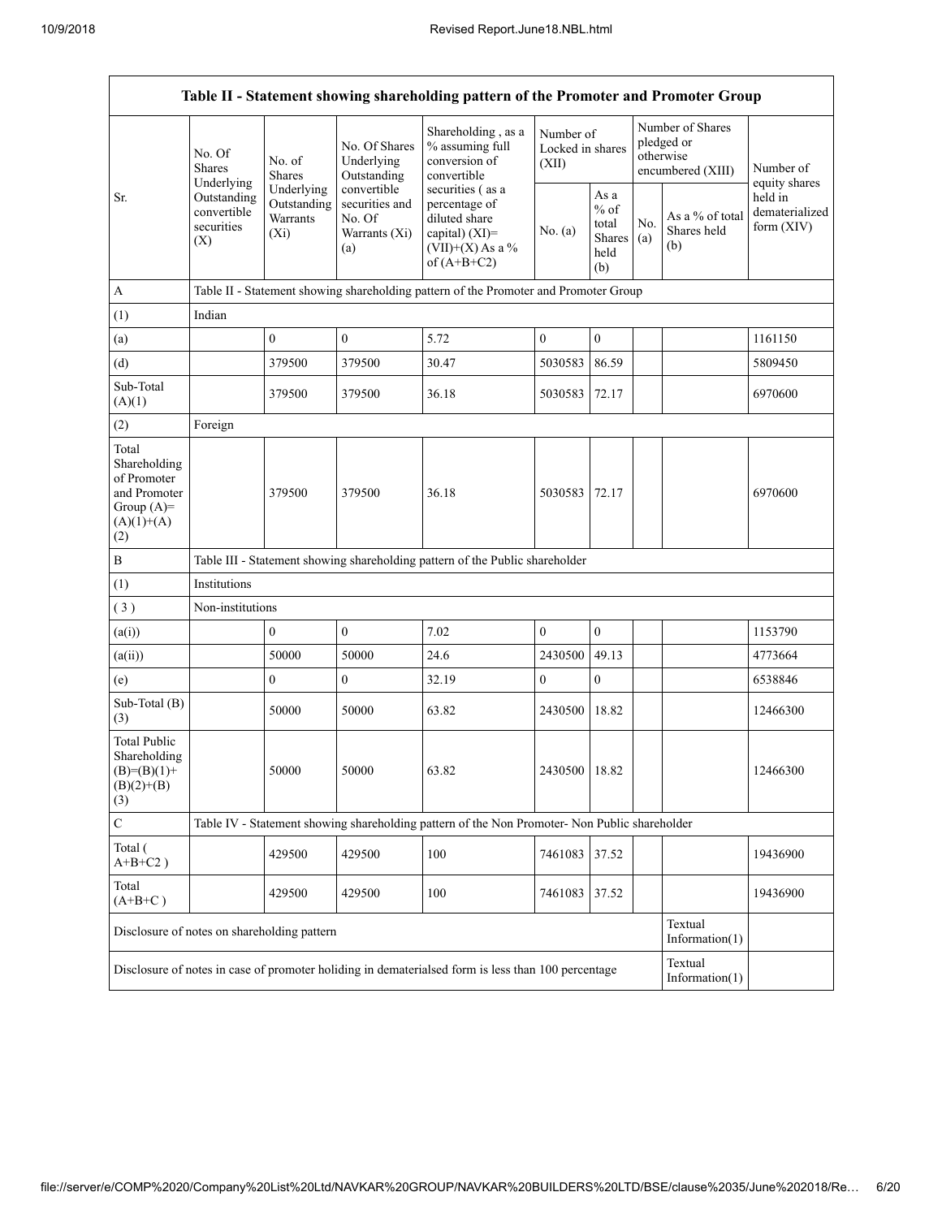| Table II - Statement showing shareholding pattern of the Promoter and Promoter Group | | | | | | | | | |
|---|---|---|---|---|---|---|---|---|---|
| Sr. | No. Of Shares Underlying Outstanding convertible securities (X) | No. of Shares Underlying Outstanding Warrants (Xi) | No. Of Shares Underlying Outstanding convertible securities and No. Of Warrants (Xi) (a) | Shareholding , as a % assuming full conversion of convertible securities ( as a percentage of diluted share capital) (XI)= (VII)+(X) As a % of (A+B+C2) | Number of Locked in shares (XII) | | Number of Shares pledged or otherwise encumbered (XIII) | | Number of equity shares held in dematerialized form (XIV) |
| | | | | | No. (a) | As a % of total Shares held (b) | No. (a) | As a % of total Shares held (b) | |
| A | Table II - Statement showing shareholding pattern of the Promoter and Promoter Group | | | | | | | | |
| (1) | Indian | | | | | | | | |
| (a) | | 0 | 0 | 5.72 | 0 | 0 | | | 1161150 |
| (d) | | 379500 | 379500 | 30.47 | 5030583 | 86.59 | | | 5809450 |
| Sub-Total (A)(1) | | 379500 | 379500 | 36.18 | 5030583 | 72.17 | | | 6970600 |
| (2) | Foreign | | | | | | | | |
| Total Shareholding of Promoter and Promoter Group (A)= (A)(1)+(A)(2) | | 379500 | 379500 | 36.18 | 5030583 | 72.17 | | | 6970600 |
| B | Table III - Statement showing shareholding pattern of the Public shareholder | | | | | | | | |
| (1) | Institutions | | | | | | | | |
| ( 3 ) | Non-institutions | | | | | | | | |
| (a(i)) | | 0 | 0 | 7.02 | 0 | 0 | | | 1153790 |
| (a(ii)) | | 50000 | 50000 | 24.6 | 2430500 | 49.13 | | | 4773664 |
| (e) | | 0 | 0 | 32.19 | 0 | 0 | | | 6538846 |
| Sub-Total (B)(3) | | 50000 | 50000 | 63.82 | 2430500 | 18.82 | | | 12466300 |
| Total Public Shareholding (B)=(B)(1)+(B)(2)+(B)(3) | | 50000 | 50000 | 63.82 | 2430500 | 18.82 | | | 12466300 |
| C | Table IV - Statement showing shareholding pattern of the Non Promoter- Non Public shareholder | | | | | | | | |
| Total ( A+B+C2 ) | | 429500 | 429500 | 100 | 7461083 | 37.52 | | | 19436900 |
| Total (A+B+C ) | | 429500 | 429500 | 100 | 7461083 | 37.52 | | | 19436900 |
| Disclosure of notes on shareholding pattern | | | | | | | | Textual Information(1) | |
| Disclosure of notes in case of promoter holiding in dematerialsed form is less than 100 percentage | | | | | | | | Textual Information(1) | |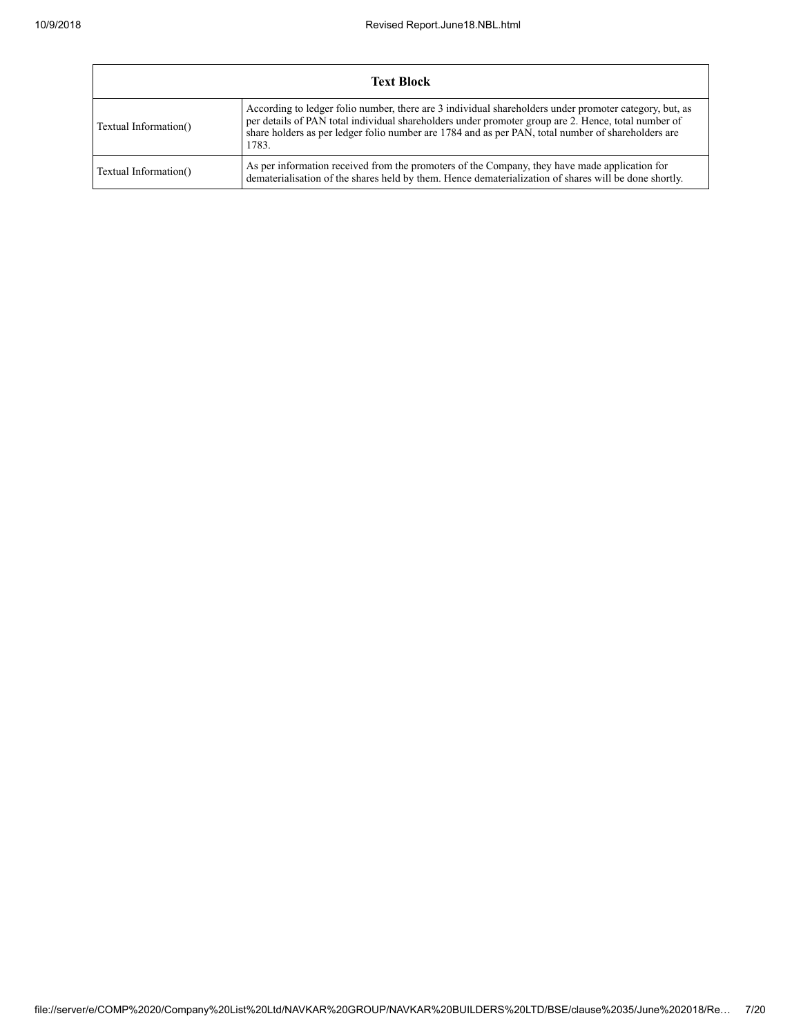| Text Block | |
|---|---|
| Textual Information() | According to ledger folio number, there are 3 individual shareholders under promoter category, but, as per details of PAN total individual shareholders under promoter group are 2. Hence, total number of share holders as per ledger folio number are 1784 and as per PAN, total number of shareholders are 1783. |
| Textual Information() | As per information received from the promoters of the Company, they have made application for dematerialisation of the shares held by them. Hence dematerialization of shares will be done shortly. |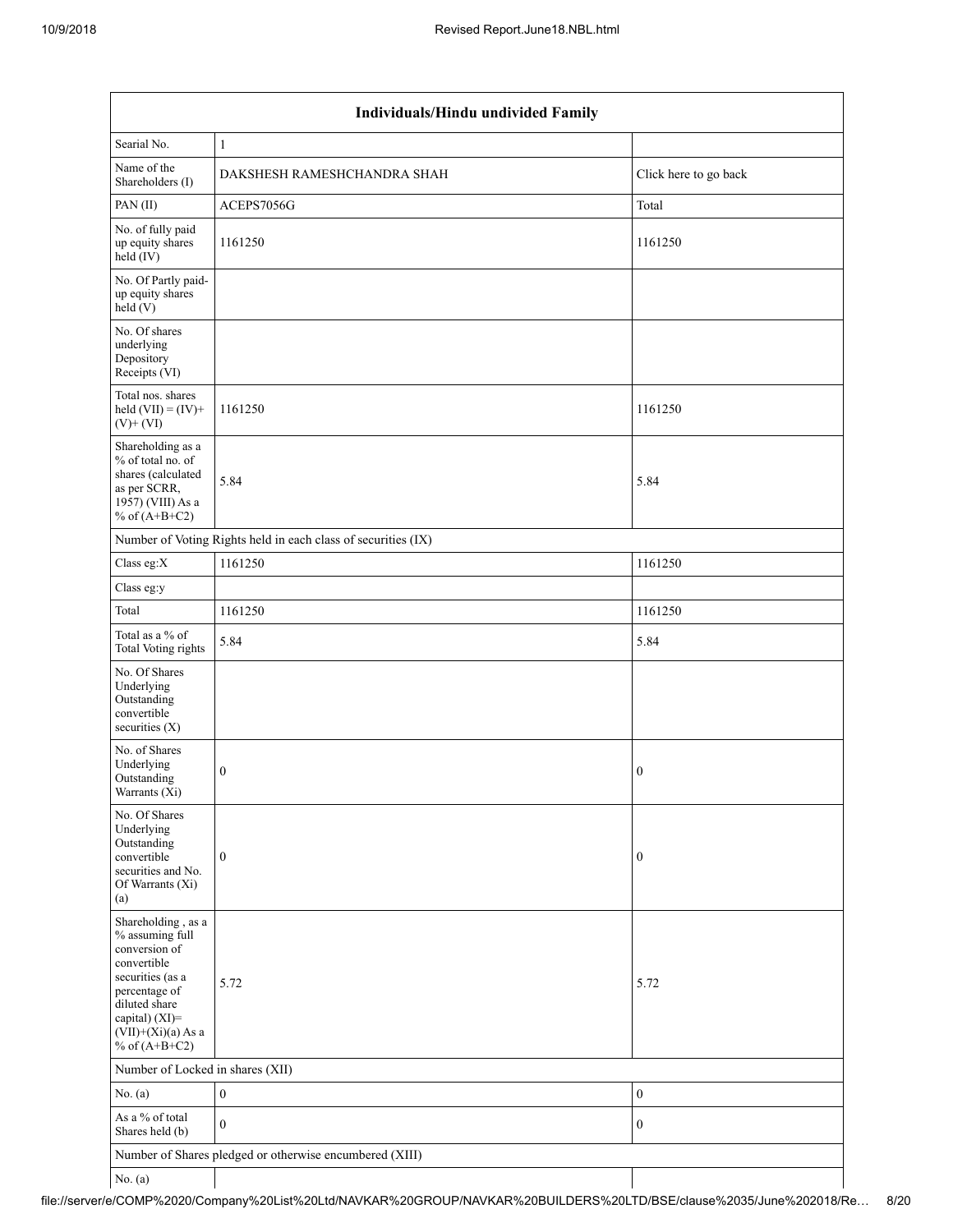| Individuals/Hindu undivided Family | | |
|---|---|---|
| Searial No. | 1 | |
| Name of the Shareholders (I) | DAKSHESH RAMESHCHANDRA SHAH | Click here to go back |
| PAN (II) | ACEPS7056G | Total |
| No. of fully paid up equity shares held (IV) | 1161250 | 1161250 |
| No. Of Partly paid-up equity shares held (V) | | |
| No. Of shares underlying Depository Receipts (VI) | | |
| Total nos. shares held (VII) = (IV)+ (V)+ (VI) | 1161250 | 1161250 |
| Shareholding as a % of total no. of shares (calculated as per SCRR, 1957) (VIII) As a % of (A+B+C2) | 5.84 | 5.84 |
| Number of Voting Rights held in each class of securities (IX) | | |
| Class eg:X | 1161250 | 1161250 |
| Class eg:y | | |
| Total | 1161250 | 1161250 |
| Total as a % of Total Voting rights | 5.84 | 5.84 |
| No. Of Shares Underlying Outstanding convertible securities (X) | | |
| No. of Shares Underlying Outstanding Warrants (Xi) | 0 | 0 |
| No. Of Shares Underlying Outstanding convertible securities and No. Of Warrants (Xi) (a) | 0 | 0 |
| Shareholding , as a % assuming full conversion of convertible securities (as a percentage of diluted share capital) (XI)= (VII)+(Xi)(a) As a % of (A+B+C2) | 5.72 | 5.72 |
| Number of Locked in shares (XII) | | |
| No. (a) | 0 | 0 |
| As a % of total Shares held (b) | 0 | 0 |
| Number of Shares pledged or otherwise encumbered (XIII) | | |
| No. (a) | | |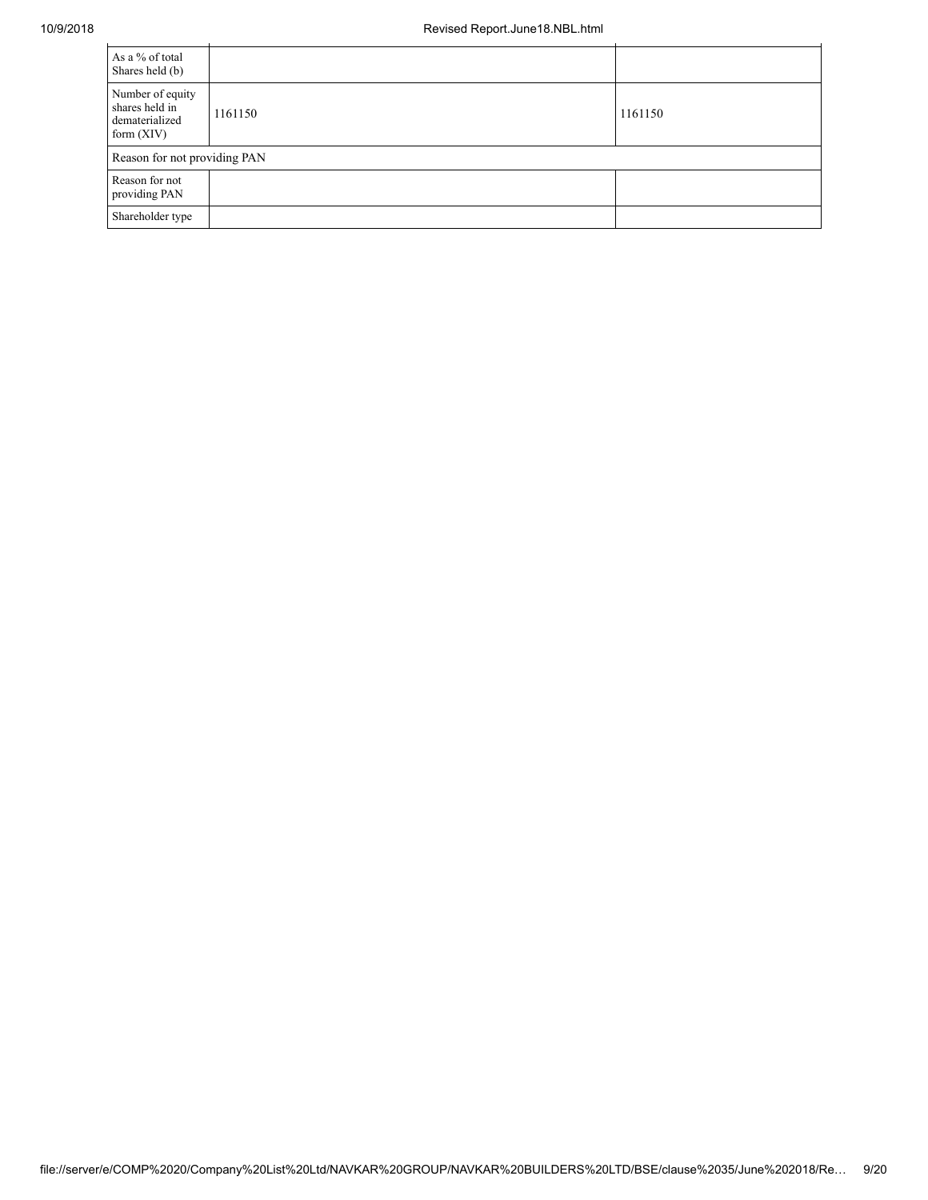| | | |
|---|---|---|
| As a % of total Shares held (b) | | |
| Number of equity shares held in dematerialized form (XIV) | 1161150 | 1161150 |
| Reason for not providing PAN | | |
| Reason for not providing PAN | | |
| Shareholder type | | |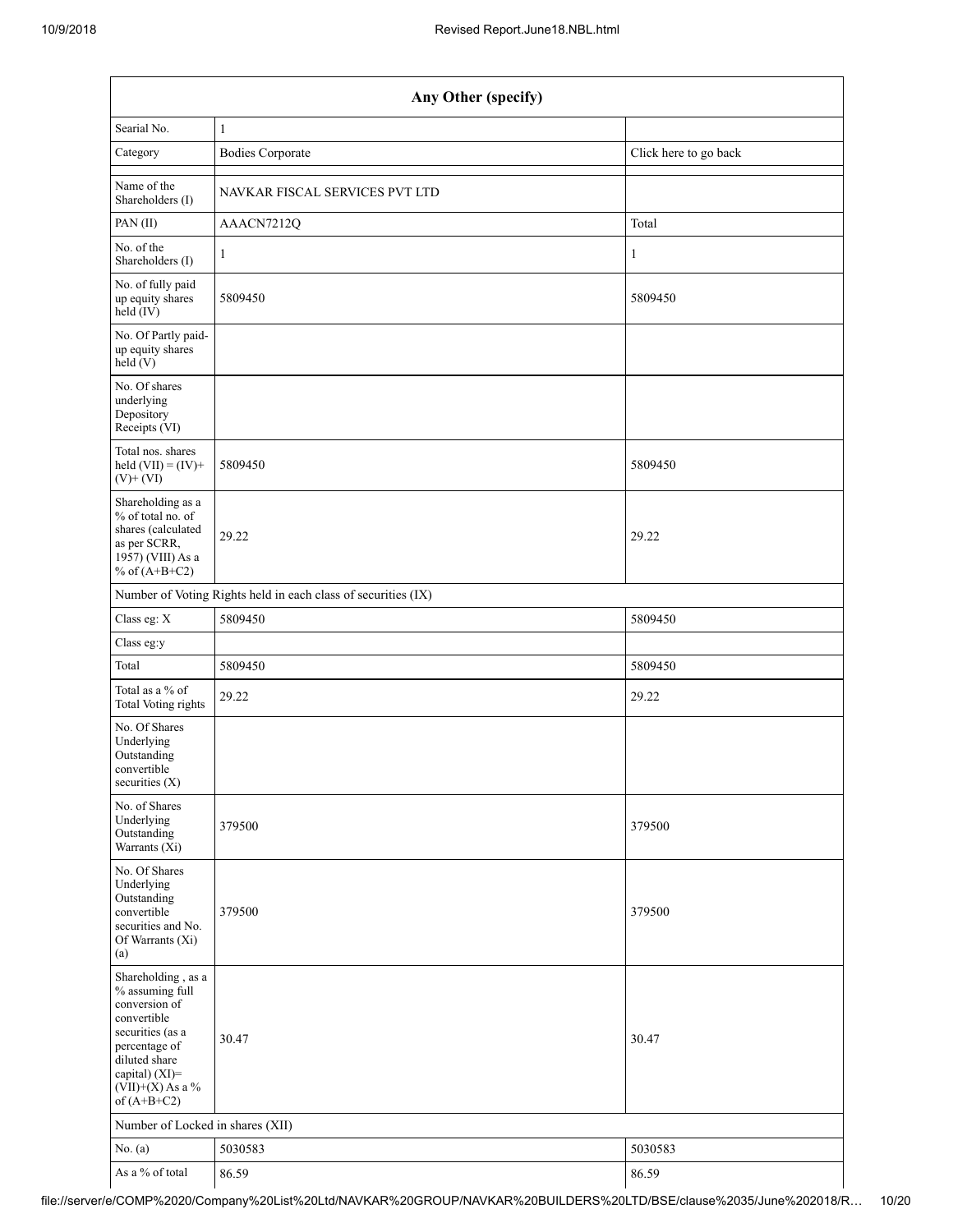| Any Other (specify) | | |
|---|---|---|
| Searial No. | 1 | |
| Category | Bodies Corporate | Click here to go back |
| Name of the Shareholders (I) | NAVKAR FISCAL SERVICES PVT LTD | |
| PAN (II) | AAACN7212Q | Total |
| No. of the Shareholders (I) | 1 | 1 |
| No. of fully paid up equity shares held (IV) | 5809450 | 5809450 |
| No. Of Partly paid-up equity shares held (V) | | |
| No. Of shares underlying Depository Receipts (VI) | | |
| Total nos. shares held (VII) = (IV)+(V)+ (VI) | 5809450 | 5809450 |
| Shareholding as a % of total no. of shares (calculated as per SCRR, 1957) (VIII) As a % of (A+B+C2) | 29.22 | 29.22 |
| Number of Voting Rights held in each class of securities (IX) | | |
| Class eg: X | 5809450 | 5809450 |
| Class eg:y | | |
| Total | 5809450 | 5809450 |
| Total as a % of Total Voting rights | 29.22 | 29.22 |
| No. Of Shares Underlying Outstanding convertible securities (X) | | |
| No. of Shares Underlying Outstanding Warrants (Xi) | 379500 | 379500 |
| No. Of Shares Underlying Outstanding convertible securities and No. Of Warrants (Xi) (a) | 379500 | 379500 |
| Shareholding , as a % assuming full conversion of convertible securities (as a percentage of diluted share capital) (XI)= (VII)+(X) As a % of (A+B+C2) | 30.47 | 30.47 |
| Number of Locked in shares (XII) | | |
| No. (a) | 5030583 | 5030583 |
| As a % of total | 86.59 | 86.59 |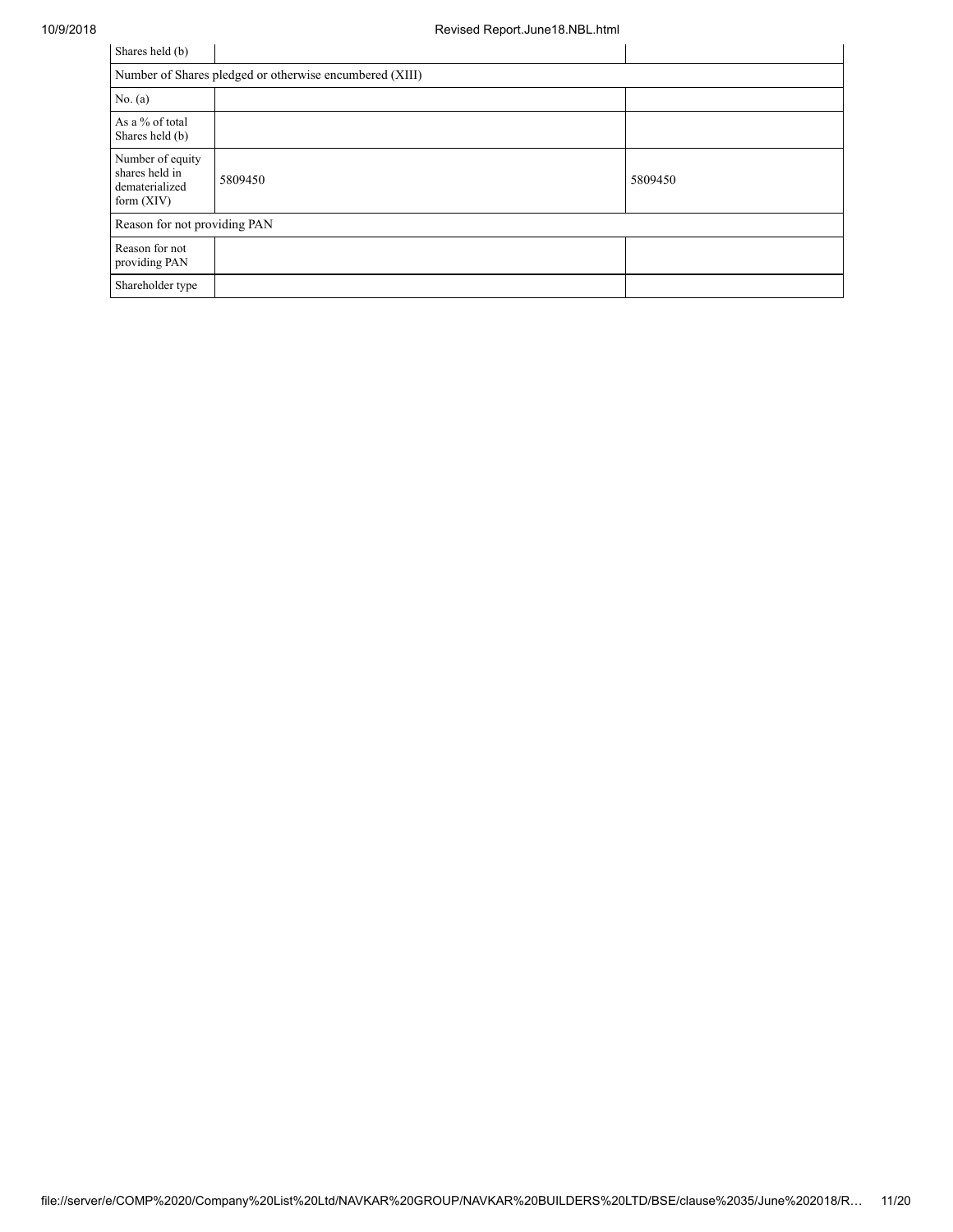| Shares held (b) | | |
| --- | --- | --- |
| Number of Shares pledged or otherwise encumbered (XIII) | | |
| No. (a) | | |
| As a % of total Shares held (b) | | |
| Number of equity shares held in dematerialized form (XIV) | 5809450 | 5809450 |
| Reason for not providing PAN | | |
| Reason for not providing PAN | | |
| Shareholder type | | |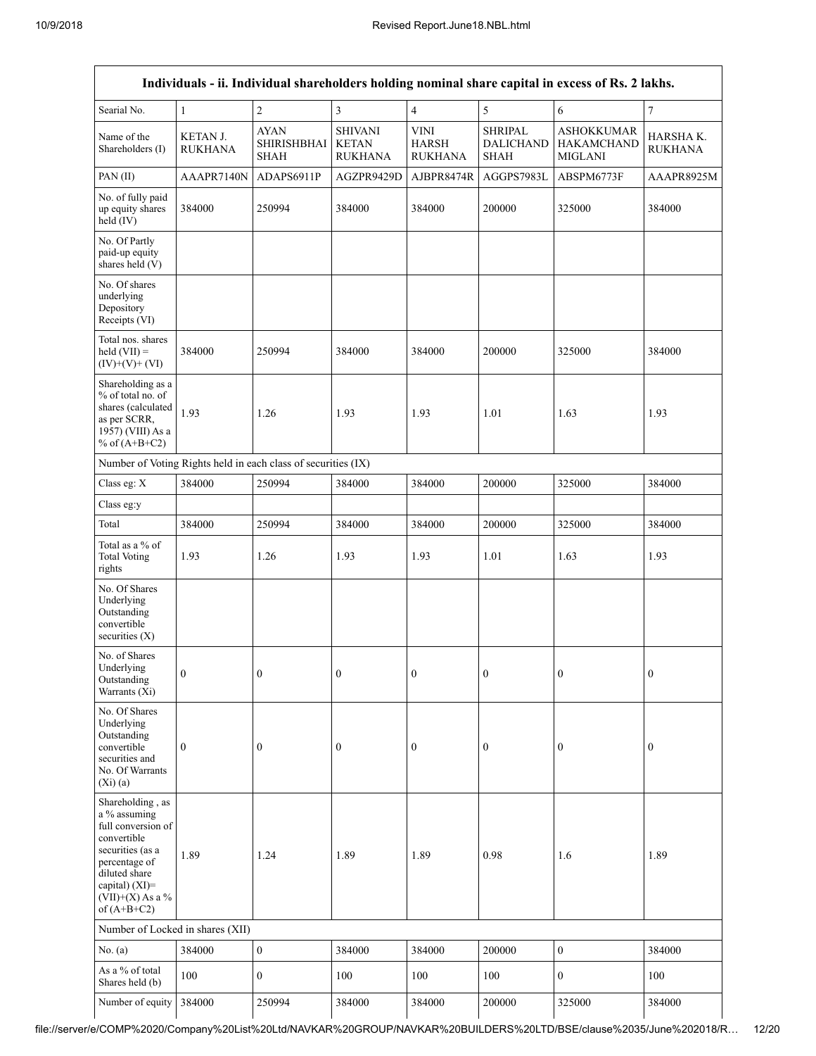| Individuals - ii. Individual shareholders holding nominal share capital in excess of Rs. 2 lakhs. | | | | | | | |
|---|---|---|---|---|---|---|---|
| Searial No. | 1 | 2 | 3 | 4 | 5 | 6 | 7 |
| Name of the Shareholders (I) | KETAN J. RUKHANA | AYAN SHIRISHBHAI SHAH | SHIVANI KETAN RUKHANA | VINI HARSH RUKHANA | SHRIPAL DALICHAND SHAH | ASHOKKUMAR HAKAMCHAND MIGLANI | HARSHA K. RUKHANA |
| PAN (II) | AAAPR7140N | ADAPS6911P | AGZPR9429D | AJBPR8474R | AGGPS7983L | ABSPM6773F | AAAPR8925M |
| No. of fully paid up equity shares held (IV) | 384000 | 250994 | 384000 | 384000 | 200000 | 325000 | 384000 |
| No. Of Partly paid-up equity shares held (V) | | | | | | | |
| No. Of shares underlying Depository Receipts (VI) | | | | | | | |
| Total nos. shares held (VII) = (IV)+(V)+ (VI) | 384000 | 250994 | 384000 | 384000 | 200000 | 325000 | 384000 |
| Shareholding as a % of total no. of shares (calculated as per SCRR, 1957) (VIII) As a % of (A+B+C2) | 1.93 | 1.26 | 1.93 | 1.93 | 1.01 | 1.63 | 1.93 |
| Number of Voting Rights held in each class of securities (IX) | | | | | | | |
| Class eg: X | 384000 | 250994 | 384000 | 384000 | 200000 | 325000 | 384000 |
| Class eg:y | | | | | | | |
| Total | 384000 | 250994 | 384000 | 384000 | 200000 | 325000 | 384000 |
| Total as a % of Total Voting rights | 1.93 | 1.26 | 1.93 | 1.93 | 1.01 | 1.63 | 1.93 |
| No. Of Shares Underlying Outstanding convertible securities (X) | | | | | | | |
| No. of Shares Underlying Outstanding Warrants (Xi) | 0 | 0 | 0 | 0 | 0 | 0 | 0 |
| No. Of Shares Underlying Outstanding convertible securities and No. Of Warrants (Xi) (a) | 0 | 0 | 0 | 0 | 0 | 0 | 0 |
| Shareholding , as a % assuming full conversion of convertible securities (as a percentage of diluted share capital) (XI)= (VII)+(X) As a % of (A+B+C2) | 1.89 | 1.24 | 1.89 | 1.89 | 0.98 | 1.6 | 1.89 |
| Number of Locked in shares (XII) | | | | | | | |
| No. (a) | 384000 | 0 | 384000 | 384000 | 200000 | 0 | 384000 |
| As a % of total Shares held (b) | 100 | 0 | 100 | 100 | 100 | 0 | 100 |
| Number of equity | 384000 | 250994 | 384000 | 384000 | 200000 | 325000 | 384000 |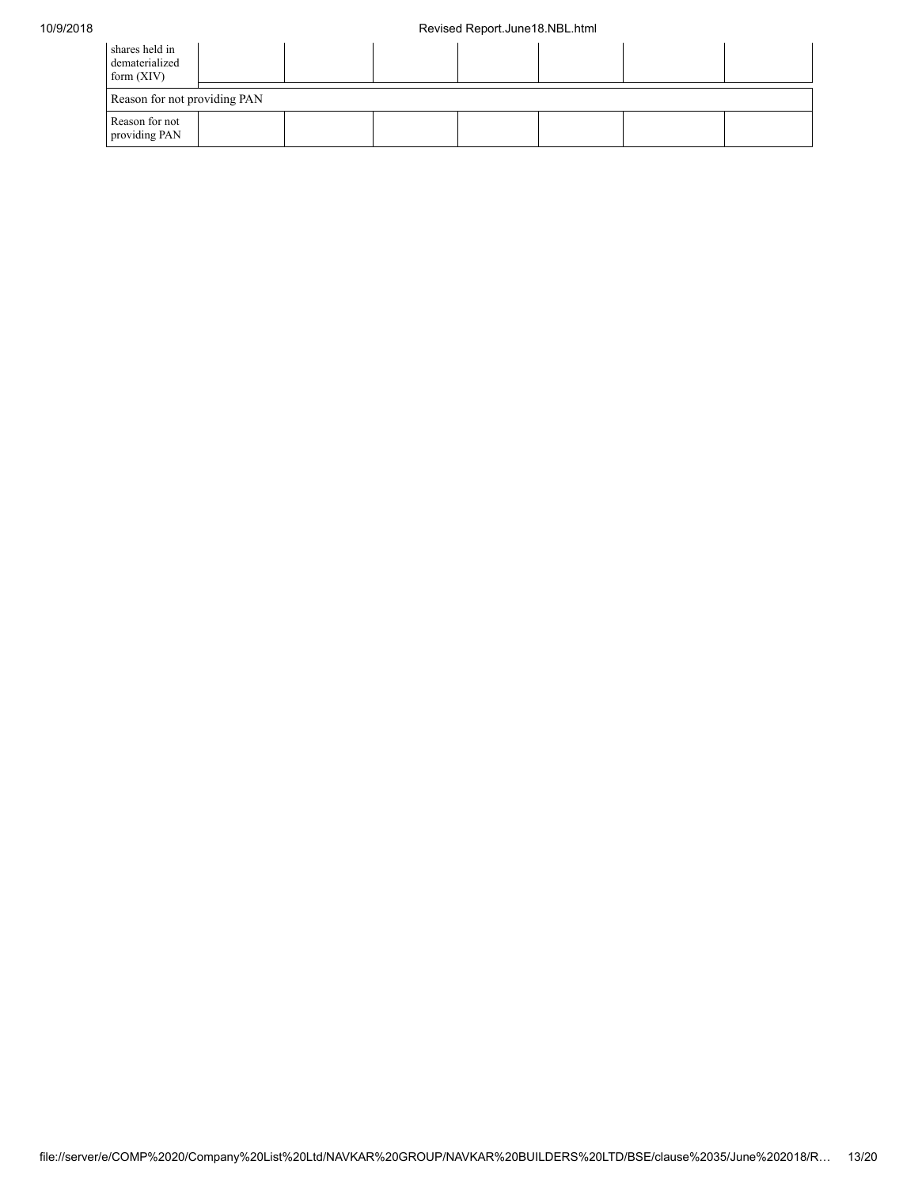| | | | | | | | |
|---|---|---|---|---|---|---|---|
| shares held in dematerialized form (XIV) | | | | | | | |
| Reason for not providing PAN | | | | | | | |
| Reason for not providing PAN | | | | | | | |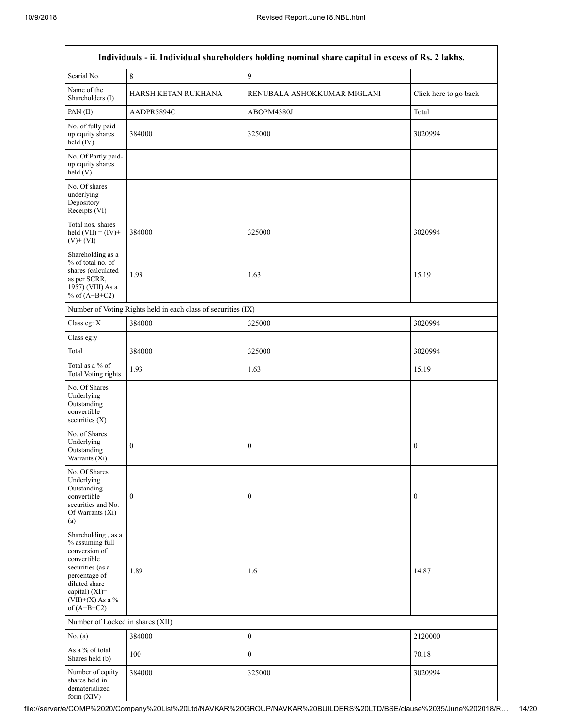| Individuals - ii. Individual shareholders holding nominal share capital in excess of Rs. 2 lakhs. | | | |
|---|---|---|---|
| Searial No. | 8 | 9 | |
| Name of the Shareholders (I) | HARSH KETAN RUKHANA | RENUBALA ASHOKKUMAR MIGLANI | Click here to go back |
| PAN (II) | AADPR5894C | ABOPM4380J | Total |
| No. of fully paid up equity shares held (IV) | 384000 | 325000 | 3020994 |
| No. Of Partly paid-up equity shares held (V) | | | |
| No. Of shares underlying Depository Receipts (VI) | | | |
| Total nos. shares held (VII) = (IV)+ (V)+ (VI) | 384000 | 325000 | 3020994 |
| Shareholding as a % of total no. of shares (calculated as per SCRR, 1957) (VIII) As a % of (A+B+C2) | 1.93 | 1.63 | 15.19 |
| Number of Voting Rights held in each class of securities (IX) | | | |
| Class eg: X | 384000 | 325000 | 3020994 |
| Class eg:y | | | |
| Total | 384000 | 325000 | 3020994 |
| Total as a % of Total Voting rights | 1.93 | 1.63 | 15.19 |
| No. Of Shares Underlying Outstanding convertible securities (X) | | | |
| No. of Shares Underlying Outstanding Warrants (Xi) | 0 | 0 | 0 |
| No. Of Shares Underlying Outstanding convertible securities and No. Of Warrants (Xi) (a) | 0 | 0 | 0 |
| Shareholding , as a % assuming full conversion of convertible securities (as a percentage of diluted share capital) (XI)= (VII)+(X) As a % of (A+B+C2) | 1.89 | 1.6 | 14.87 |
| Number of Locked in shares (XII) | | | |
| No. (a) | 384000 | 0 | 2120000 |
| As a % of total Shares held (b) | 100 | 0 | 70.18 |
| Number of equity shares held in dematerialized form (XIV) | 384000 | 325000 | 3020994 |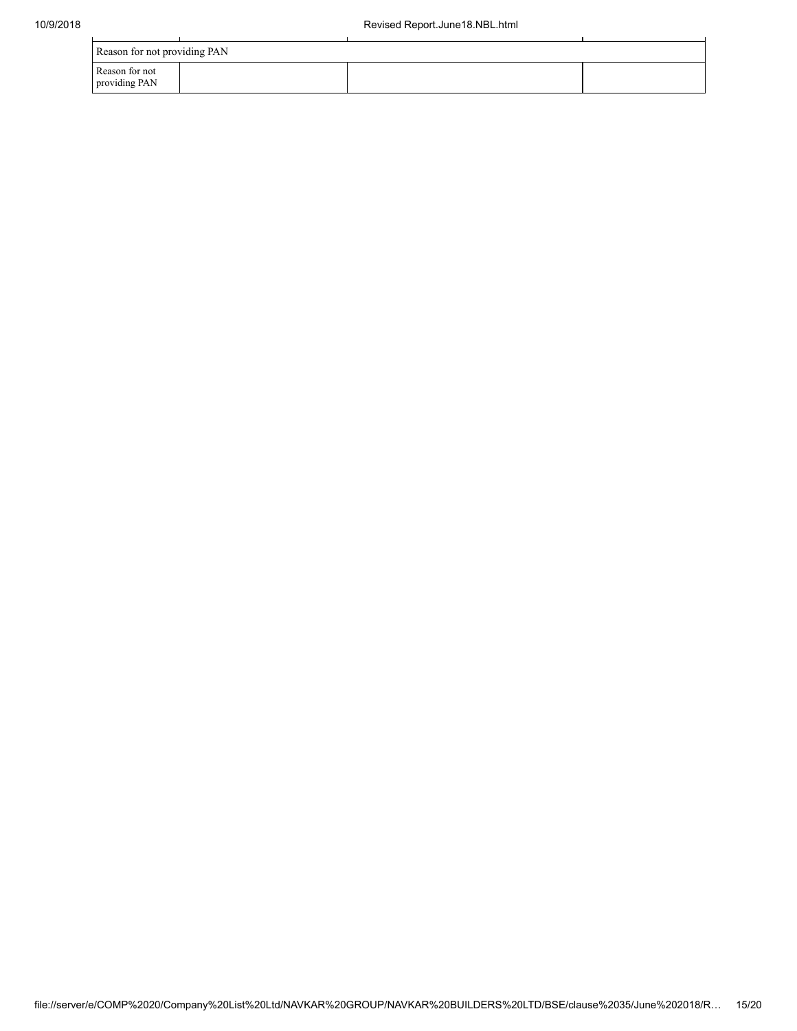| Reason for not providing PAN | | | |
| --- | --- | --- | --- |
| Reason for not providing PAN | | | |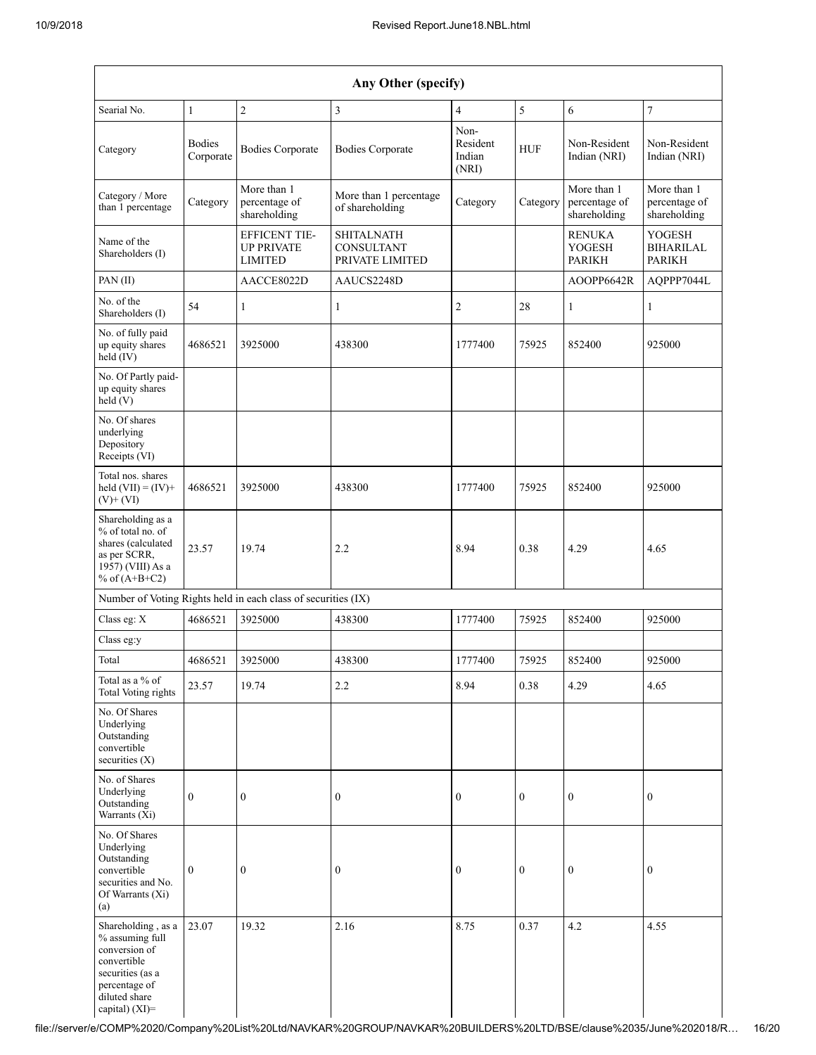| Any Other (specify) | | | | | | | |
|---|---|---|---|---|---|---|---|
| Searial No. | 1 | 2 | 3 | 4 | 5 | 6 | 7 |
| Category | Bodies Corporate | Bodies Corporate | Bodies Corporate | Non-Resident Indian (NRI) | HUF | Non-Resident Indian (NRI) | Non-Resident Indian (NRI) |
| Category / More than 1 percentage | Category | More than 1 percentage of shareholding | More than 1 percentage of shareholding | Category | Category | More than 1 percentage of shareholding | More than 1 percentage of shareholding |
| Name of the Shareholders (I) | | EFFICENT TIE-UP PRIVATE LIMITED | SHITALNATH CONSULTANT PRIVATE LIMITED | | | RENUKA YOGESH PARIKH | YOGESH BIHARILAL PARIKH |
| PAN (II) | | AACCE8022D | AAUCS2248D | | | AOOPP6642R | AQPPP7044L |
| No. of the Shareholders (I) | 54 | 1 | 1 | 2 | 28 | 1 | 1 |
| No. of fully paid up equity shares held (IV) | 4686521 | 3925000 | 438300 | 1777400 | 75925 | 852400 | 925000 |
| No. Of Partly paid-up equity shares held (V) | | | | | | | |
| No. Of shares underlying Depository Receipts (VI) | | | | | | | |
| Total nos. shares held (VII) = (IV)+ (V)+ (VI) | 4686521 | 3925000 | 438300 | 1777400 | 75925 | 852400 | 925000 |
| Shareholding as a % of total no. of shares (calculated as per SCRR, 1957) (VIII) As a % of (A+B+C2) | 23.57 | 19.74 | 2.2 | 8.94 | 0.38 | 4.29 | 4.65 |
| Number of Voting Rights held in each class of securities (IX) | | | | | | | |
| Class eg: X | 4686521 | 3925000 | 438300 | 1777400 | 75925 | 852400 | 925000 |
| Class eg:y | | | | | | | |
| Total | 4686521 | 3925000 | 438300 | 1777400 | 75925 | 852400 | 925000 |
| Total as a % of Total Voting rights | 23.57 | 19.74 | 2.2 | 8.94 | 0.38 | 4.29 | 4.65 |
| No. Of Shares Underlying Outstanding convertible securities (X) | | | | | | | |
| No. of Shares Underlying Outstanding Warrants (Xi) | 0 | 0 | 0 | 0 | 0 | 0 | 0 |
| No. Of Shares Underlying Outstanding convertible securities and No. Of Warrants (Xi) (a) | 0 | 0 | 0 | 0 | 0 | 0 | 0 |
| Shareholding , as a % assuming full conversion of convertible securities (as a percentage of diluted share capital) (XI)= | 23.07 | 19.32 | 2.16 | 8.75 | 0.37 | 4.2 | 4.55 |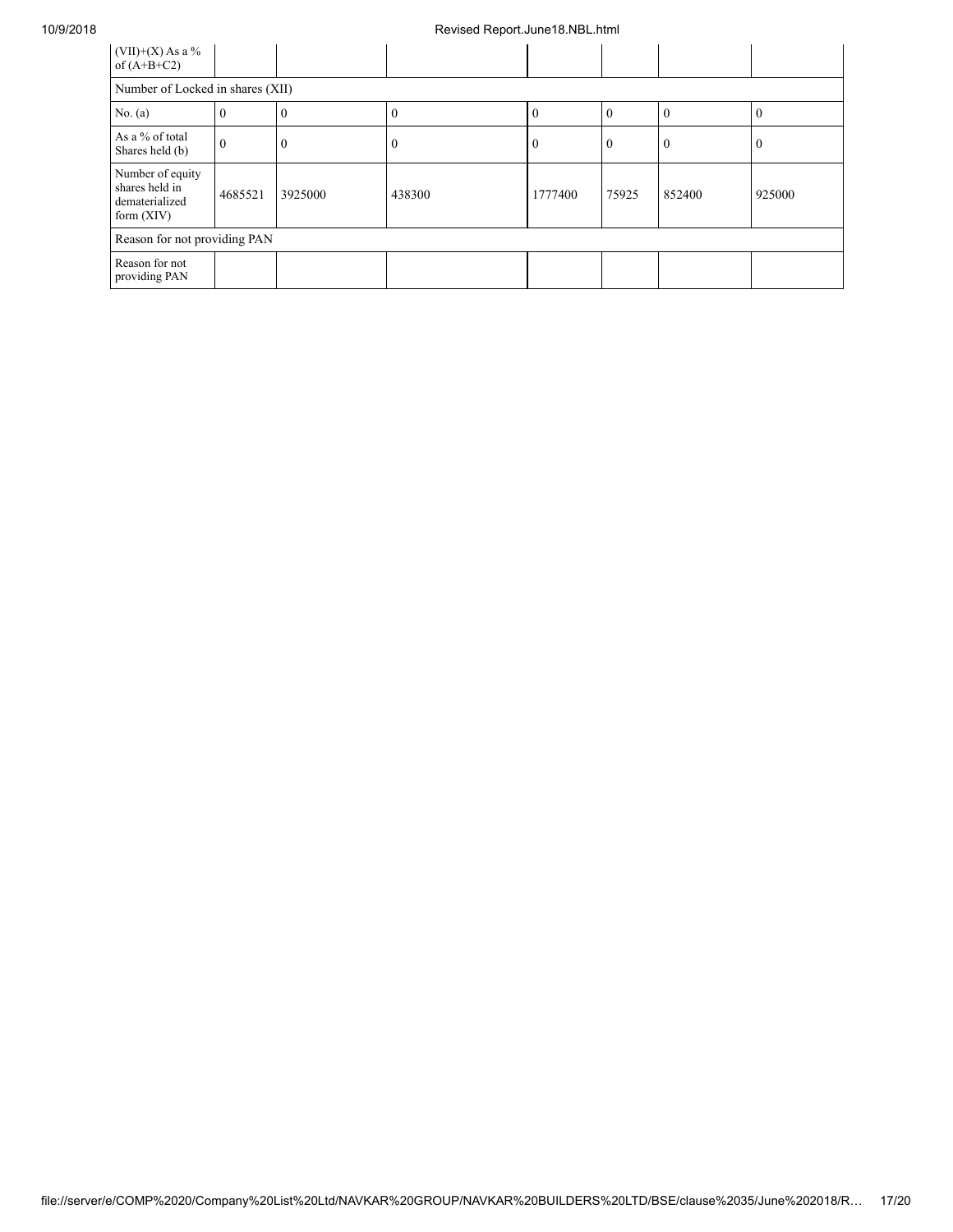| (VII)+(X) As a % of (A+B+C2) | | | | | | | |
|---|---|---|---|---|---|---|---|
| Number of Locked in shares (XII) | | | | | | | |
| No. (a) | 0 | 0 | 0 | 0 | 0 | 0 | 0 |
| As a % of total Shares held (b) | 0 | 0 | 0 | 0 | 0 | 0 | 0 |
| Number of equity shares held in dematerialized form (XIV) | 4685521 | 3925000 | 438300 | 1777400 | 75925 | 852400 | 925000 |
| Reason for not providing PAN | | | | | | | |
| Reason for not providing PAN | | | | | | | |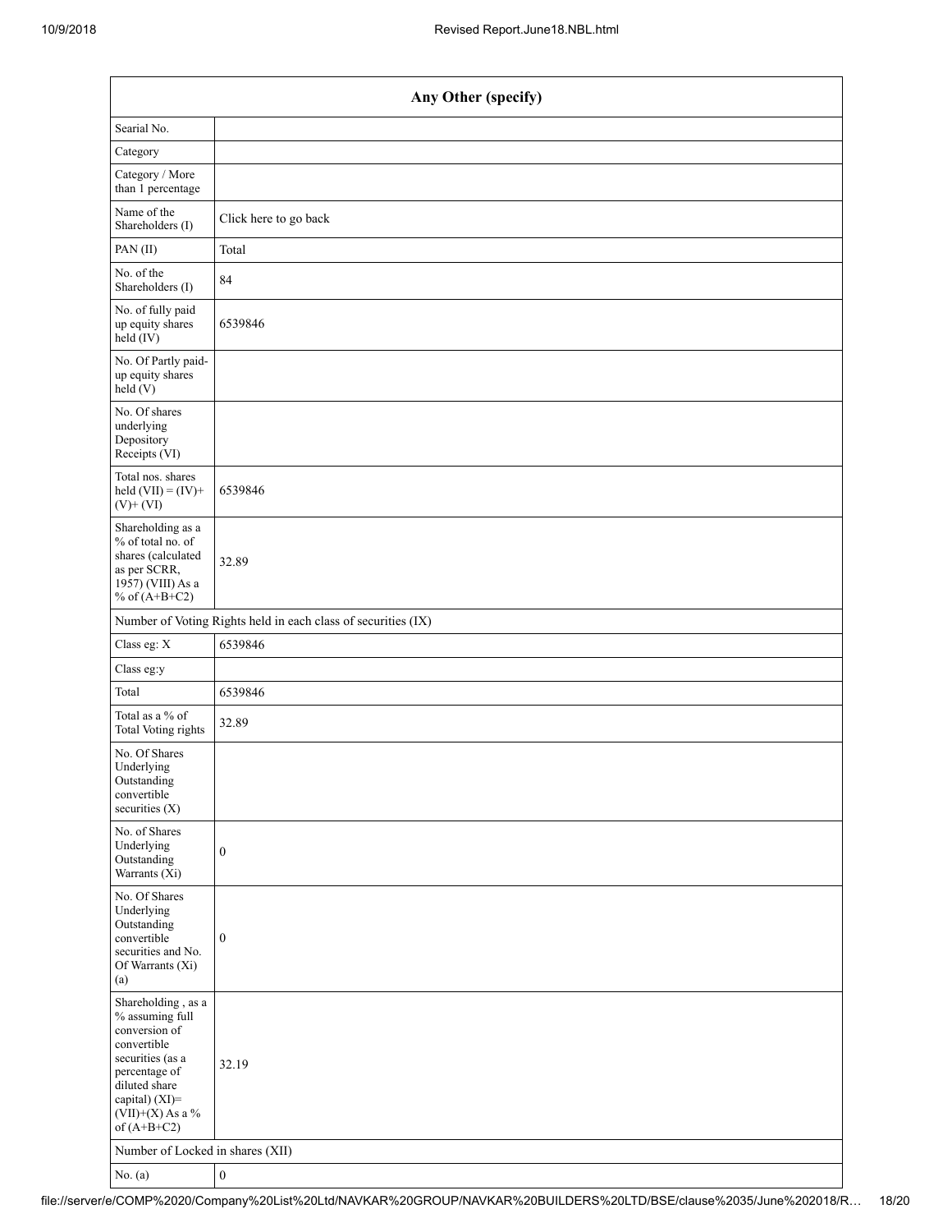| Any Other (specify) | |
|---|---|
| Searial No. | |
| Category | |
| Category / More than 1 percentage | |
| Name of the Shareholders (I) | Click here to go back |
| PAN (II) | Total |
| No. of the Shareholders (I) | 84 |
| No. of fully paid up equity shares held (IV) | 6539846 |
| No. Of Partly paid-up equity shares held (V) | |
| No. Of shares underlying Depository Receipts (VI) | |
| Total nos. shares held (VII) = (IV)+ (V)+ (VI) | 6539846 |
| Shareholding as a % of total no. of shares (calculated as per SCRR, 1957) (VIII) As a % of (A+B+C2) | 32.89 |
| Number of Voting Rights held in each class of securities (IX) | |
| Class eg: X | 6539846 |
| Class eg:y | |
| Total | 6539846 |
| Total as a % of Total Voting rights | 32.89 |
| No. Of Shares Underlying Outstanding convertible securities (X) | |
| No. of Shares Underlying Outstanding Warrants (Xi) | 0 |
| No. Of Shares Underlying Outstanding convertible securities and No. Of Warrants (Xi) (a) | 0 |
| Shareholding , as a % assuming full conversion of convertible securities (as a percentage of diluted share capital) (XI)= (VII)+(X) As a % of (A+B+C2) | 32.19 |
| Number of Locked in shares (XII) | |
| No. (a) | 0 |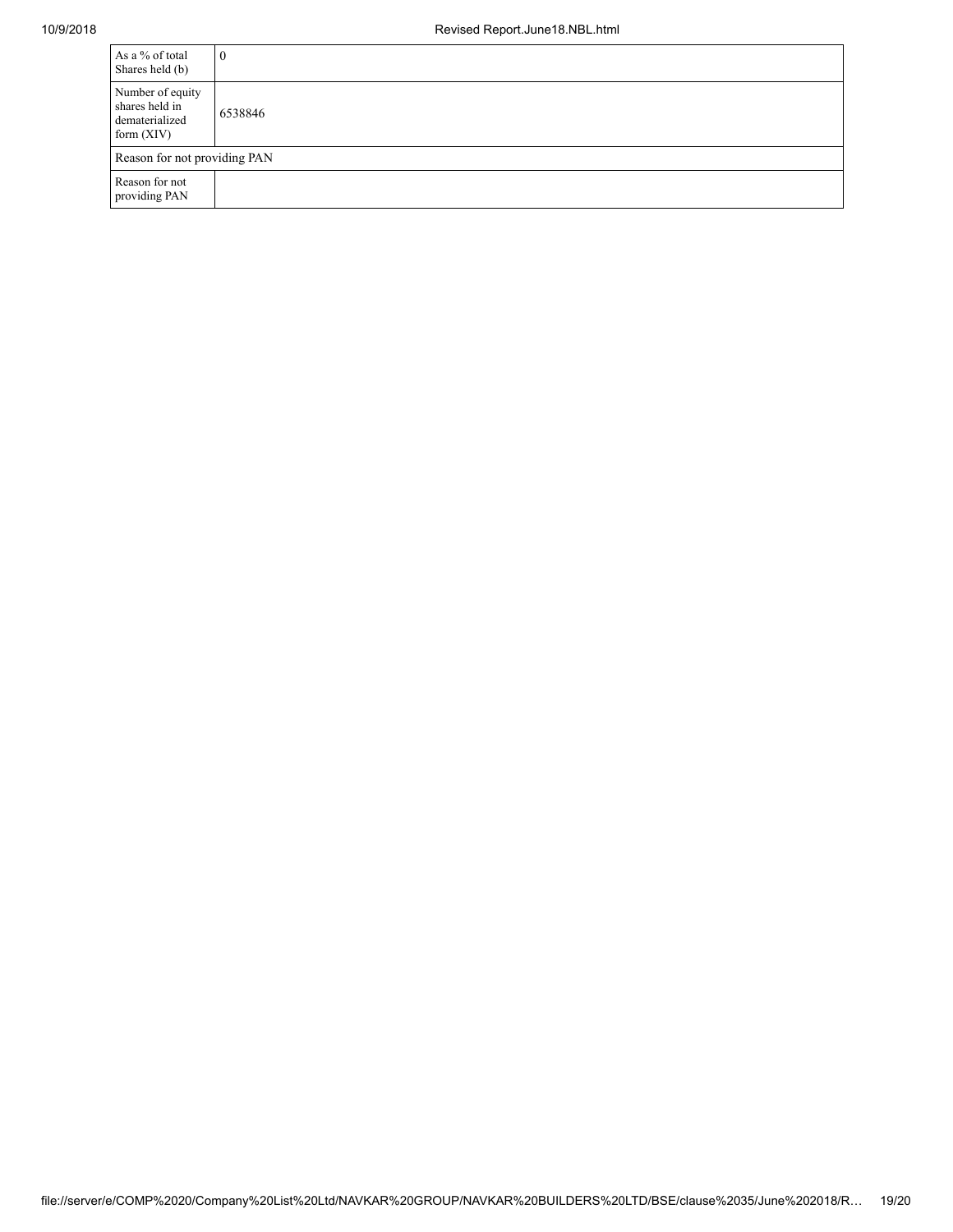| | |
|---|---|
| As a % of total Shares held (b) | 0 |
| Number of equity shares held in dematerialized form (XIV) | 6538846 |
| Reason for not providing PAN | |
| Reason for not providing PAN | |